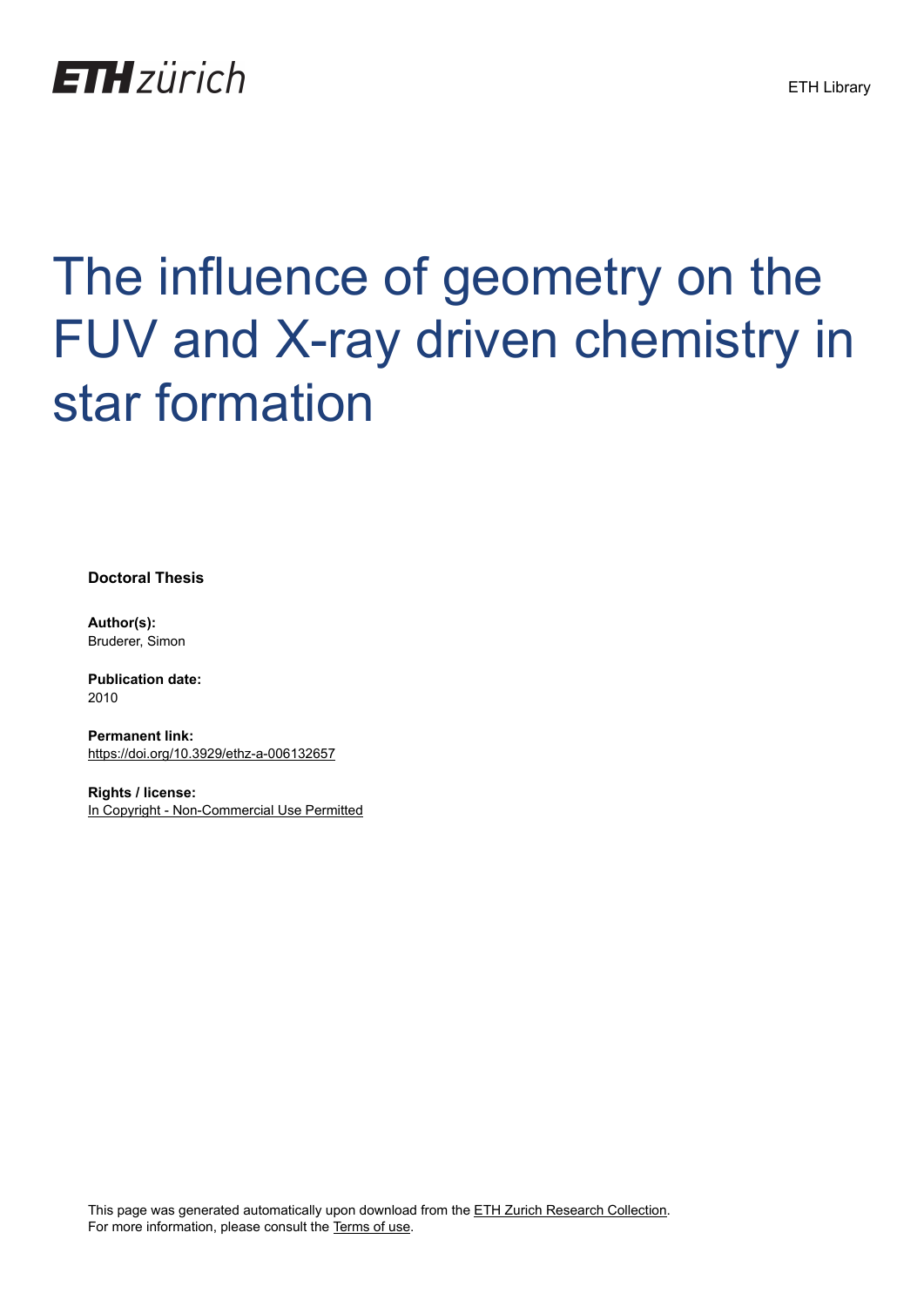ETH zürich

ETH Library

# The influence of geometry on the FUV and X-ray driven chemistry in star formation

**Doctoral Thesis**

**Author(s):**
Bruderer, Simon

**Publication date:**
2010

**Permanent link:**
https://doi.org/10.3929/ethz-a-006132657

**Rights / license:**
In Copyright - Non-Commercial Use Permitted

This page was generated automatically upon download from the ETH Zurich Research Collection.
For more information, please consult the Terms of use.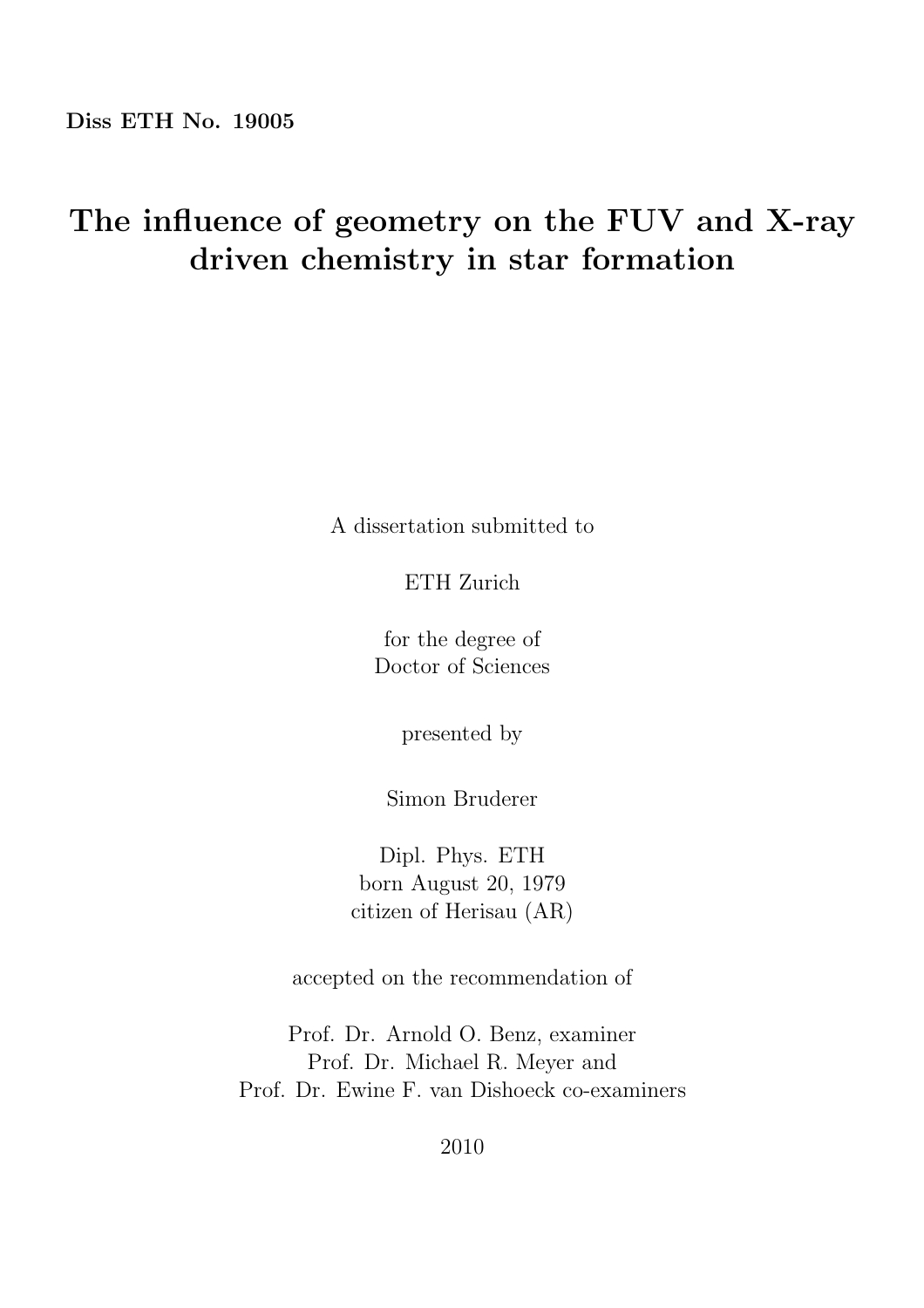**Diss ETH No. 19005**

# The influence of geometry on the FUV and X-ray driven chemistry in star formation

A dissertation submitted to

ETH Zurich

for the degree of
Doctor of Sciences

presented by

Simon Bruderer

Dipl. Phys. ETH
born August 20, 1979
citizen of Herisau (AR)

accepted on the recommendation of

Prof. Dr. Arnold O. Benz, examiner
Prof. Dr. Michael R. Meyer and
Prof. Dr. Ewine F. van Dishoeck co-examiners

2010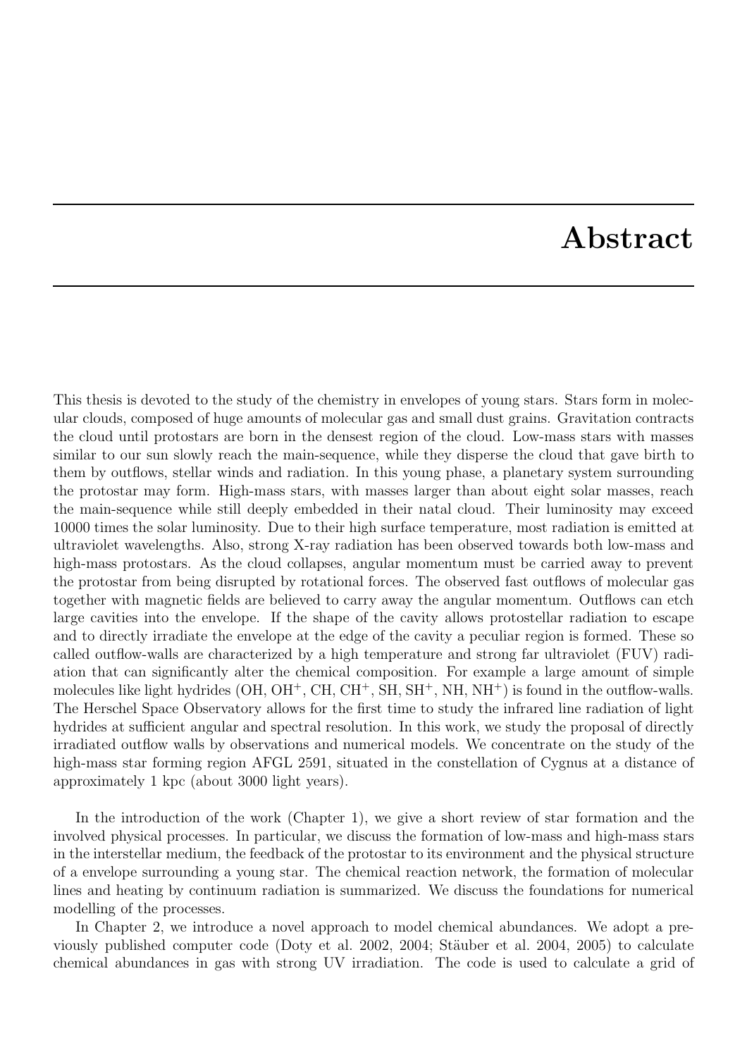# Abstract

This thesis is devoted to the study of the chemistry in envelopes of young stars. Stars form in molecular clouds, composed of huge amounts of molecular gas and small dust grains. Gravitation contracts the cloud until protostars are born in the densest region of the cloud. Low-mass stars with masses similar to our sun slowly reach the main-sequence, while they disperse the cloud that gave birth to them by outflows, stellar winds and radiation. In this young phase, a planetary system surrounding the protostar may form. High-mass stars, with masses larger than about eight solar masses, reach the main-sequence while still deeply embedded in their natal cloud. Their luminosity may exceed 10000 times the solar luminosity. Due to their high surface temperature, most radiation is emitted at ultraviolet wavelengths. Also, strong X-ray radiation has been observed towards both low-mass and high-mass protostars. As the cloud collapses, angular momentum must be carried away to prevent the protostar from being disrupted by rotational forces. The observed fast outflows of molecular gas together with magnetic fields are believed to carry away the angular momentum. Outflows can etch large cavities into the envelope. If the shape of the cavity allows protostellar radiation to escape and to directly irradiate the envelope at the edge of the cavity a peculiar region is formed. These so called outflow-walls are characterized by a high temperature and strong far ultraviolet (FUV) radiation that can significantly alter the chemical composition. For example a large amount of simple molecules like light hydrides (OH, $OH^+$, CH, $CH^+$, SH, $SH^+$, NH, $NH^+$) is found in the outflow-walls. The Herschel Space Observatory allows for the first time to study the infrared line radiation of light hydrides at sufficient angular and spectral resolution. In this work, we study the proposal of directly irradiated outflow walls by observations and numerical models. We concentrate on the study of the high-mass star forming region AFGL 2591, situated in the constellation of Cygnus at a distance of approximately 1 kpc (about 3000 light years).

In the introduction of the work (Chapter 1), we give a short review of star formation and the involved physical processes. In particular, we discuss the formation of low-mass and high-mass stars in the interstellar medium, the feedback of the protostar to its environment and the physical structure of a envelope surrounding a young star. The chemical reaction network, the formation of molecular lines and heating by continuum radiation is summarized. We discuss the foundations for numerical modelling of the processes.

In Chapter 2, we introduce a novel approach to model chemical abundances. We adopt a previously published computer code (Doty et al. 2002, 2004; Stäuber et al. 2004, 2005) to calculate chemical abundances in gas with strong UV irradiation. The code is used to calculate a grid of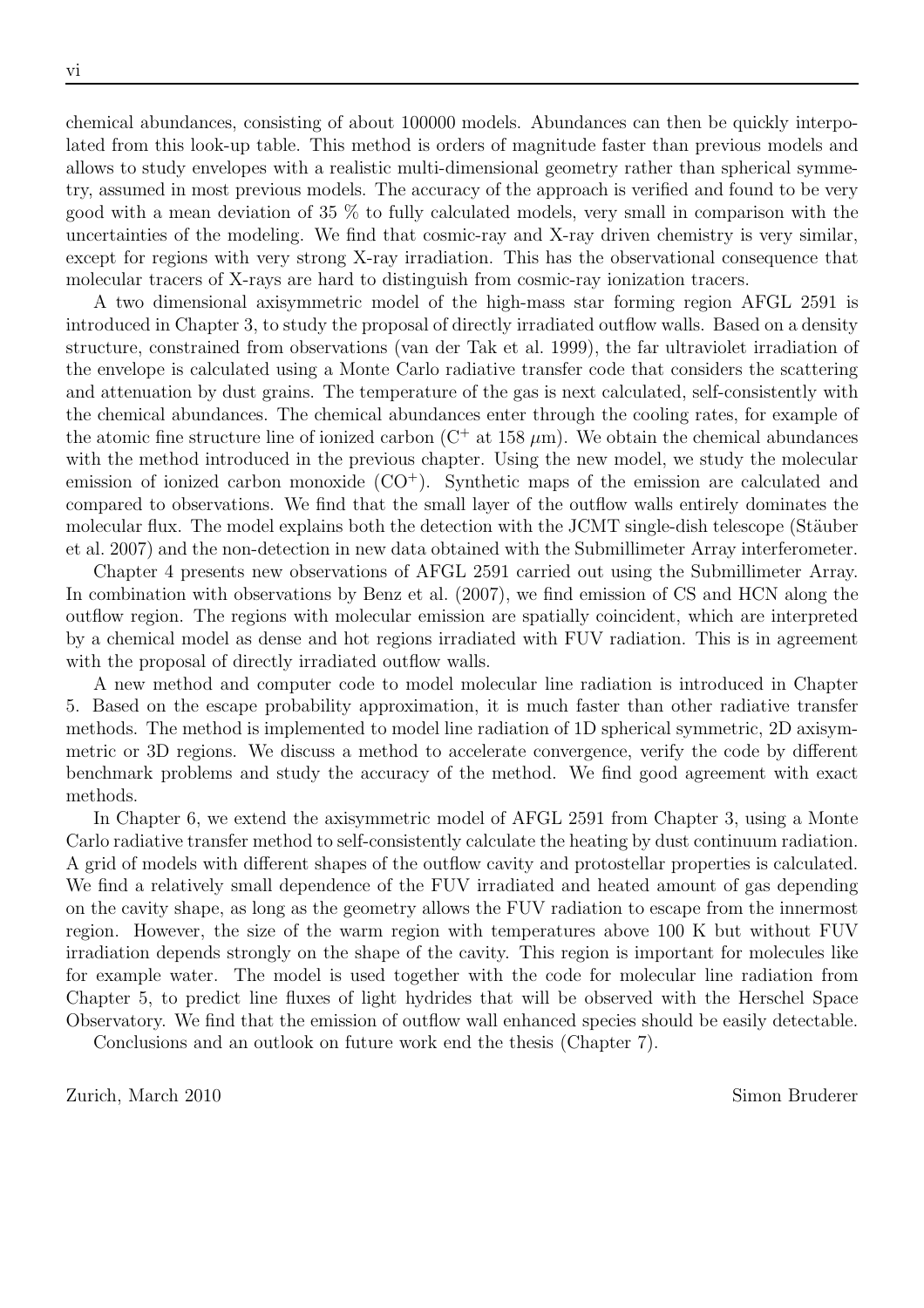chemical abundances, consisting of about 100000 models. Abundances can then be quickly interpolated from this look-up table. This method is orders of magnitude faster than previous models and allows to study envelopes with a realistic multi-dimensional geometry rather than spherical symmetry, assumed in most previous models. The accuracy of the approach is verified and found to be very good with a mean deviation of 35 % to fully calculated models, very small in comparison with the uncertainties of the modeling. We find that cosmic-ray and X-ray driven chemistry is very similar, except for regions with very strong X-ray irradiation. This has the observational consequence that molecular tracers of X-rays are hard to distinguish from cosmic-ray ionization tracers.

A two dimensional axisymmetric model of the high-mass star forming region AFGL 2591 is introduced in Chapter 3, to study the proposal of directly irradiated outflow walls. Based on a density structure, constrained from observations (van der Tak et al. 1999), the far ultraviolet irradiation of the envelope is calculated using a Monte Carlo radiative transfer code that considers the scattering and attenuation by dust grains. The temperature of the gas is next calculated, self-consistently with the chemical abundances. The chemical abundances enter through the cooling rates, for example of the atomic fine structure line of ionized carbon ($C^+$ at 158 $\mu$m). We obtain the chemical abundances with the method introduced in the previous chapter. Using the new model, we study the molecular emission of ionized carbon monoxide ($CO^+$). Synthetic maps of the emission are calculated and compared to observations. We find that the small layer of the outflow walls entirely dominates the molecular flux. The model explains both the detection with the JCMT single-dish telescope (Stäuber et al. 2007) and the non-detection in new data obtained with the Submillimeter Array interferometer.

Chapter 4 presents new observations of AFGL 2591 carried out using the Submillimeter Array. In combination with observations by Benz et al. (2007), we find emission of CS and HCN along the outflow region. The regions with molecular emission are spatially coincident, which are interpreted by a chemical model as dense and hot regions irradiated with FUV radiation. This is in agreement with the proposal of directly irradiated outflow walls.

A new method and computer code to model molecular line radiation is introduced in Chapter 5. Based on the escape probability approximation, it is much faster than other radiative transfer methods. The method is implemented to model line radiation of 1D spherical symmetric, 2D axisymmetric or 3D regions. We discuss a method to accelerate convergence, verify the code by different benchmark problems and study the accuracy of the method. We find good agreement with exact methods.

In Chapter 6, we extend the axisymmetric model of AFGL 2591 from Chapter 3, using a Monte Carlo radiative transfer method to self-consistently calculate the heating by dust continuum radiation. A grid of models with different shapes of the outflow cavity and protostellar properties is calculated. We find a relatively small dependence of the FUV irradiated and heated amount of gas depending on the cavity shape, as long as the geometry allows the FUV radiation to escape from the innermost region. However, the size of the warm region with temperatures above 100 K but without FUV irradiation depends strongly on the shape of the cavity. This region is important for molecules like for example water. The model is used together with the code for molecular line radiation from Chapter 5, to predict line fluxes of light hydrides that will be observed with the Herschel Space Observatory. We find that the emission of outflow wall enhanced species should be easily detectable.

Conclusions and an outlook on future work end the thesis (Chapter 7).

Zurich, March 2010 Simon Bruderer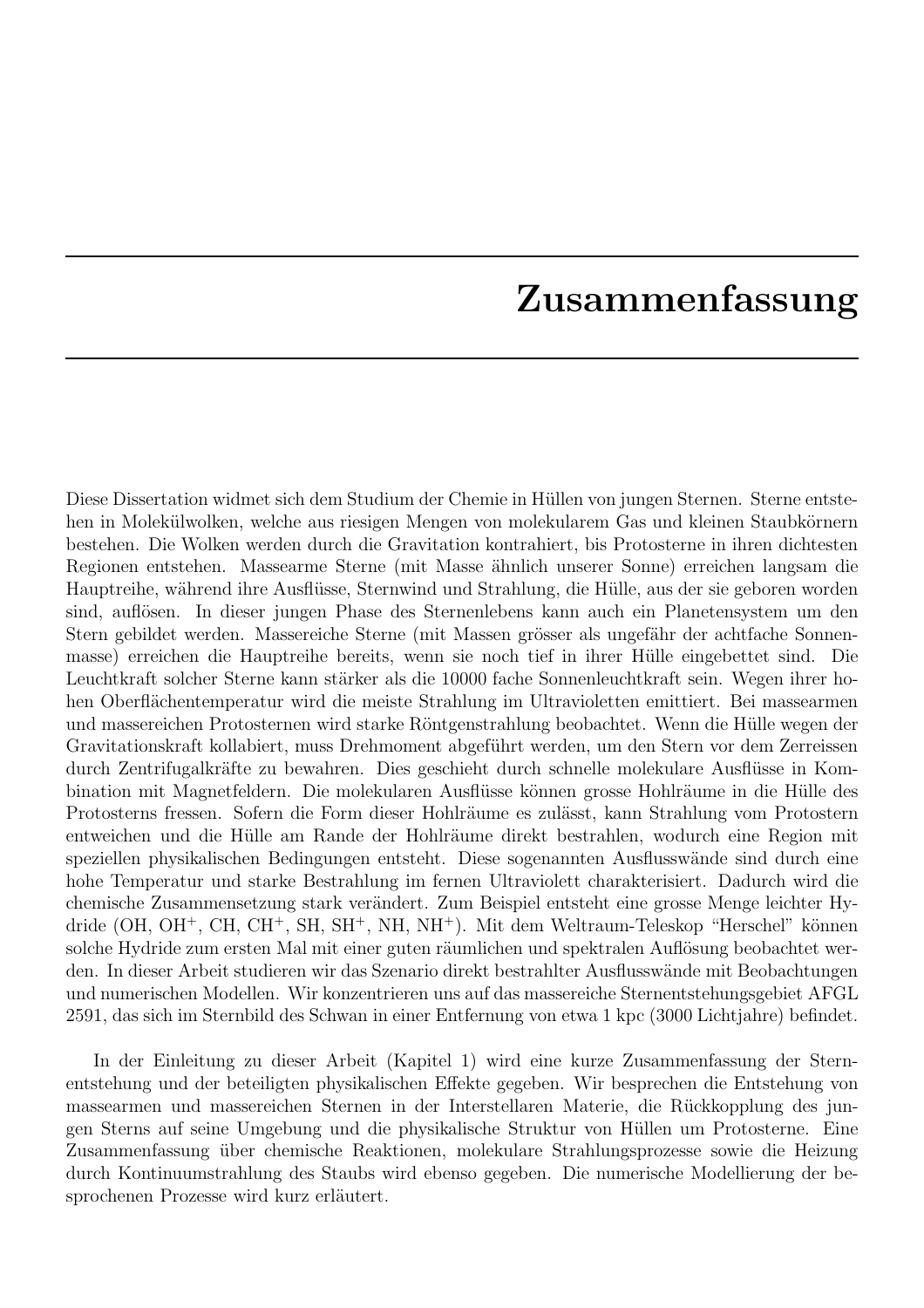# Zusammenfassung

Diese Dissertation widmet sich dem Studium der Chemie in Hüllen von jungen Sternen. Sterne entstehen in Molekülwolken, welche aus riesigen Mengen von molekularem Gas und kleinen Staubkörnern bestehen. Die Wolken werden durch die Gravitation kontrahiert, bis Protosterne in ihren dichtesten Regionen entstehen. Massearme Sterne (mit Masse ähnlich unserer Sonne) erreichen langsam die Hauptreihe, während ihre Ausflüsse, Sternwind und Strahlung, die Hülle, aus der sie geboren worden sind, auflösen. In dieser jungen Phase des Sternenlebens kann auch ein Planetensystem um den Stern gebildet werden. Massereiche Sterne (mit Massen grösser als ungefähr der achtfache Sonnenmasse) erreichen die Hauptreihe bereits, wenn sie noch tief in ihrer Hülle eingebettet sind. Die Leuchtkraft solcher Sterne kann stärker als die 10000 fache Sonnenleuchtkraft sein. Wegen ihrer hohen Oberflächentemperatur wird die meiste Strahlung im Ultravioletten emittiert. Bei massearmen und massereichen Protosternen wird starke Röntgenstrahlung beobachtet. Wenn die Hülle wegen der Gravitationskraft kollabiert, muss Drehmoment abgeführt werden, um den Stern vor dem Zerreissen durch Zentrifugalkräfte zu bewahren. Dies geschieht durch schnelle molekulare Ausflüsse in Kombination mit Magnetfeldern. Die molekularen Ausflüsse können grosse Hohlräume in die Hülle des Protosterns fressen. Sofern die Form dieser Hohlräume es zulässt, kann Strahlung vom Protostern entweichen und die Hülle am Rande der Hohlräume direkt bestrahlen, wodurch eine Region mit speziellen physikalischen Bedingungen entsteht. Diese sogenannten Ausflusswände sind durch eine hohe Temperatur und starke Bestrahlung im fernen Ultraviolett charakterisiert. Dadurch wird die chemische Zusammensetzung stark verändert. Zum Beispiel entsteht eine grosse Menge leichter Hydride (OH, $OH^+$, CH, $CH^+$, SH, $SH^+$, NH, $NH^+$). Mit dem Weltraum-Teleskop "Herschel" können solche Hydride zum ersten Mal mit einer guten räumlichen und spektralen Auflösung beobachtet werden. In dieser Arbeit studieren wir das Szenario direkt bestrahlter Ausflusswände mit Beobachtungen und numerischen Modellen. Wir konzentrieren uns auf das massereiche Sternentstehungsgebiet AFGL 2591, das sich im Sternbild des Schwan in einer Entfernung von etwa 1 kpc (3000 Lichtjahre) befindet.

In der Einleitung zu dieser Arbeit (Kapitel 1) wird eine kurze Zusammenfassung der Sternentstehung und der beteiligten physikalischen Effekte gegeben. Wir besprechen die Entstehung von massearmen und massereichen Sternen in der Interstellaren Materie, die Rückkopplung des jungen Sterns auf seine Umgebung und die physikalische Struktur von Hüllen um Protosterne. Eine Zusammenfassung über chemische Reaktionen, molekulare Strahlungsprozesse sowie die Heizung durch Kontinuumsstrahlung des Staubs wird ebenso gegeben. Die numerische Modellierung der besprochenen Prozesse wird kurz erläutert.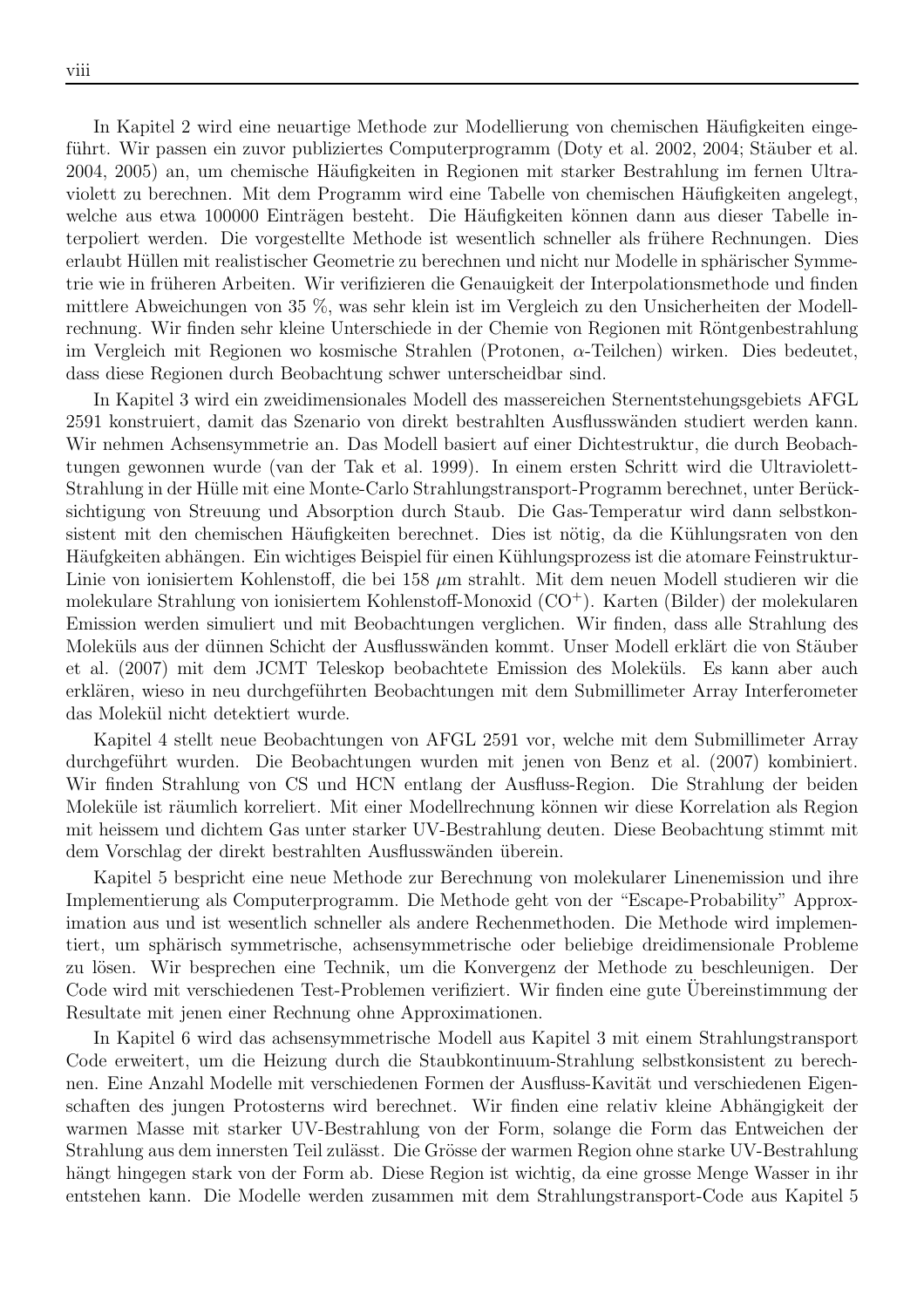In Kapitel 2 wird eine neuartige Methode zur Modellierung von chemischen Häufigkeiten eingeführt. Wir passen ein zuvor publiziertes Computerprogramm (Doty et al. 2002, 2004; Stäuber et al. 2004, 2005) an, um chemische Häufigkeiten in Regionen mit starker Bestrahlung im fernen Ultraviolett zu berechnen. Mit dem Programm wird eine Tabelle von chemischen Häufigkeiten angelegt, welche aus etwa 100000 Einträgen besteht. Die Häufigkeiten können dann aus dieser Tabelle interpoliert werden. Die vorgestellte Methode ist wesentlich schneller als frühere Rechnungen. Dies erlaubt Hüllen mit realistischer Geometrie zu berechnen und nicht nur Modelle in sphärischer Symmetrie wie in früheren Arbeiten. Wir verifizieren die Genauigkeit der Interpolationsmethode und finden mittlere Abweichungen von 35 %, was sehr klein ist im Vergleich zu den Unsicherheiten der Modellrechnung. Wir finden sehr kleine Unterschiede in der Chemie von Regionen mit Röntgenbestrahlung im Vergleich mit Regionen wo kosmische Strahlen (Protonen, $\alpha$-Teilchen) wirken. Dies bedeutet, dass diese Regionen durch Beobachtung schwer unterscheidbar sind.

In Kapitel 3 wird ein zweidimensionales Modell des massereichen Sternentstehungsgebiets AFGL 2591 konstruiert, damit das Szenario von direkt bestrahlten Ausflusswänden studiert werden kann. Wir nehmen Achsensymmetrie an. Das Modell basiert auf einer Dichtestruktur, die durch Beobachtungen gewonnen wurde (van der Tak et al. 1999). In einem ersten Schritt wird die Ultraviolett-Strahlung in der Hülle mit eine Monte-Carlo Strahlungstransport-Programm berechnet, unter Berücksichtigung von Streuung und Absorption durch Staub. Die Gas-Temperatur wird dann selbstkonsistent mit den chemischen Häufigkeiten berechnet. Dies ist nötig, da die Kühlungsraten von den Häufgkeiten abhängen. Ein wichtiges Beispiel für einen Kühlungsprozess ist die atomare Feinstruktur-Linie von ionisiertem Kohlenstoff, die bei 158 $\mu$m strahlt. Mit dem neuen Modell studieren wir die molekulare Strahlung von ionisiertem Kohlenstoff-Monoxid ($CO^+$). Karten (Bilder) der molekularen Emission werden simuliert und mit Beobachtungen verglichen. Wir finden, dass alle Strahlung des Moleküls aus der dünnen Schicht der Ausflusswänden kommt. Unser Modell erklärt die von Stäuber et al. (2007) mit dem JCMT Teleskop beobachtete Emission des Moleküls. Es kann aber auch erklären, wieso in neu durchgeführten Beobachtungen mit dem Submillimeter Array Interferometer das Molekül nicht detektiert wurde.

Kapitel 4 stellt neue Beobachtungen von AFGL 2591 vor, welche mit dem Submillimeter Array durchgeführt wurden. Die Beobachtungen wurden mit jenen von Benz et al. (2007) kombiniert. Wir finden Strahlung von CS und HCN entlang der Ausfluss-Region. Die Strahlung der beiden Moleküle ist räumlich korreliert. Mit einer Modellrechnung können wir diese Korrelation als Region mit heissem und dichtem Gas unter starker UV-Bestrahlung deuten. Diese Beobachtung stimmt mit dem Vorschlag der direkt bestrahlten Ausflusswänden überein.

Kapitel 5 bespricht eine neue Methode zur Berechnung von molekularer Linenemission und ihre Implementierung als Computerprogramm. Die Methode geht von der "Escape-Probability" Approximation aus und ist wesentlich schneller als andere Rechenmethoden. Die Methode wird implementiert, um sphärisch symmetrische, achsensymmetrische oder beliebige dreidimensionale Probleme zu lösen. Wir besprechen eine Technik, um die Konvergenz der Methode zu beschleunigen. Der Code wird mit verschiedenen Test-Problemen verifiziert. Wir finden eine gute Übereinstimmung der Resultate mit jenen einer Rechnung ohne Approximationen.

In Kapitel 6 wird das achsensymmetrische Modell aus Kapitel 3 mit einem Strahlungstransport Code erweitert, um die Heizung durch die Staubkontinuum-Strahlung selbstkonsistent zu berechnen. Eine Anzahl Modelle mit verschiedenen Formen der Ausfluss-Kavität und verschiedenen Eigenschaften des jungen Protosterns wird berechnet. Wir finden eine relativ kleine Abhängigkeit der warmen Masse mit starker UV-Bestrahlung von der Form, solange die Form das Entweichen der Strahlung aus dem innersten Teil zulässt. Die Grösse der warmen Region ohne starke UV-Bestrahlung hängt hingegen stark von der Form ab. Diese Region ist wichtig, da eine grosse Menge Wasser in ihr entstehen kann. Die Modelle werden zusammen mit dem Strahlungstransport-Code aus Kapitel 5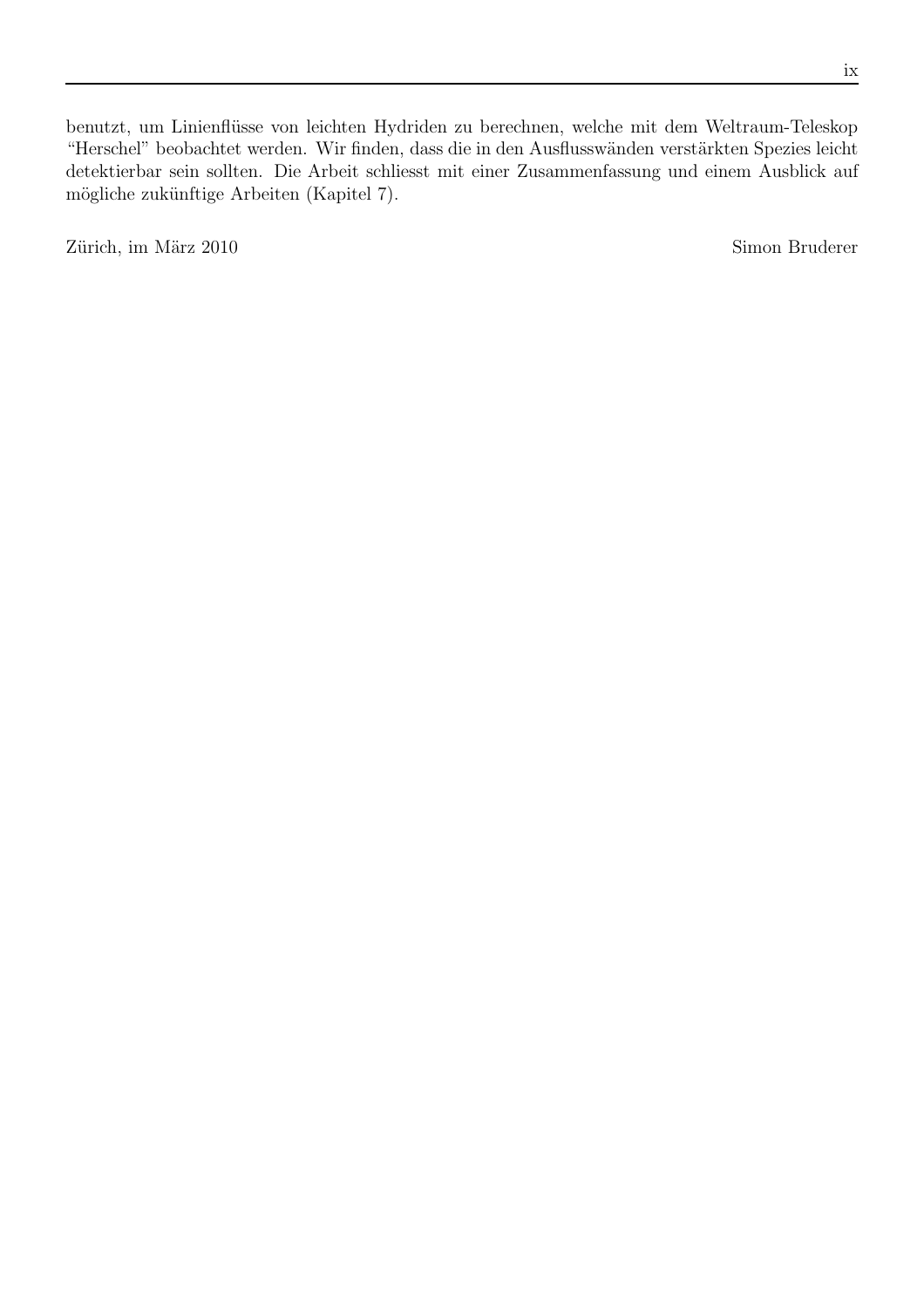benutzt, um Linienflüsse von leichten Hydriden zu berechnen, welche mit dem Weltraum-Teleskop "Herschel" beobachtet werden. Wir finden, dass die in den Ausflusswänden verstärkten Spezies leicht detektierbar sein sollten. Die Arbeit schliesst mit einer Zusammenfassung und einem Ausblick auf mögliche zukünftige Arbeiten (Kapitel 7).

Zürich, im März 2010 Simon Bruderer